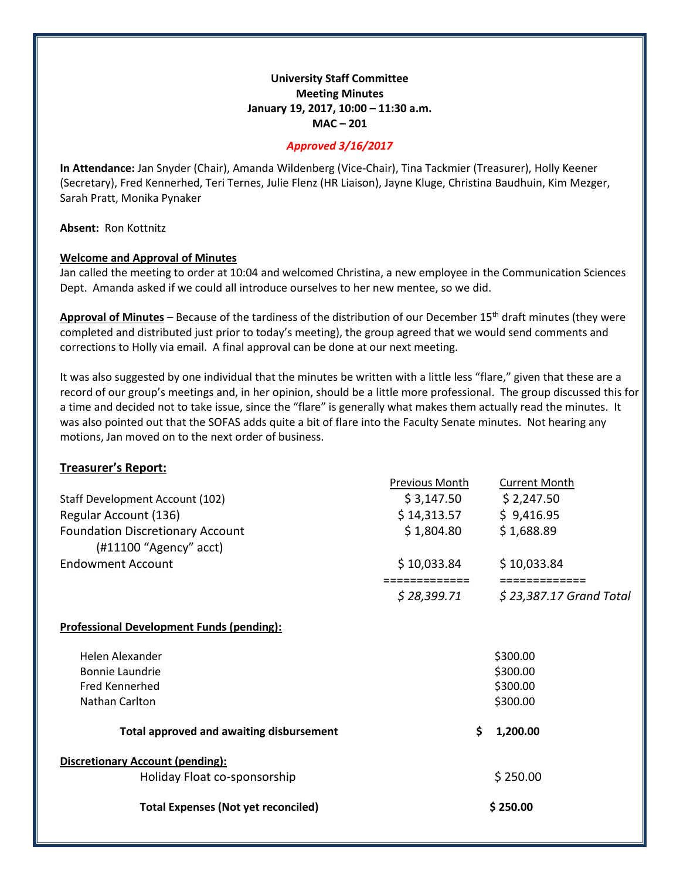**University Staff Committee**
**Meeting Minutes**
**January 19, 2017, 10:00 – 11:30 a.m.**
**MAC – 201**

***Approved 3/16/2017***

**In Attendance:** Jan Snyder (Chair), Amanda Wildenberg (Vice-Chair), Tina Tackmier (Treasurer), Holly Keener (Secretary), Fred Kennerhed, Teri Ternes, Julie Flenz (HR Liaison), Jayne Kluge, Christina Baudhuin, Kim Mezger, Sarah Pratt, Monika Pynaker

**Absent:** Ron Kottnitz

**Welcome and Approval of Minutes**

Jan called the meeting to order at 10:04 and welcomed Christina, a new employee in the Communication Sciences Dept. Amanda asked if we could all introduce ourselves to her new mentee, so we did.

**Approval of Minutes** – Because of the tardiness of the distribution of our December 15th draft minutes (they were completed and distributed just prior to today's meeting), the group agreed that we would send comments and corrections to Holly via email. A final approval can be done at our next meeting.

It was also suggested by one individual that the minutes be written with a little less "flare," given that these are a record of our group's meetings and, in her opinion, should be a little more professional. The group discussed this for a time and decided not to take issue, since the "flare" is generally what makes them actually read the minutes. It was also pointed out that the SOFAS adds quite a bit of flare into the Faculty Senate minutes. Not hearing any motions, Jan moved on to the next order of business.

**Treasurer's Report:**

| | Previous Month | Current Month |
|---|---|---|
| Staff Development Account (102) | $ 3,147.50 | $ 2,247.50 |
| Regular Account (136) | $ 14,313.57 | $ 9,416.95 |
| Foundation Discretionary Account (#11100 "Agency" acct) | $ 1,804.80 | $ 1,688.89 |
| Endowment Account | $ 10,033.84 | $ 10,033.84 |
| | ============= | ============= |
| | *$ 28,399.71* | *$ 23,387.17 Grand Total* |

**Professional Development Funds (pending):**

| | |
|---|---|
| Helen Alexander | $300.00 |
| Bonnie Laundrie | $300.00 |
| Fred Kennerhed | $300.00 |
| Nathan Carlton | $300.00 |
| **Total approved and awaiting disbursement** | **$ 1,200.00** |

**Discretionary Account (pending):**

| | |
|---|---|
| Holiday Float co-sponsorship | $ 250.00 |
| **Total Expenses (Not yet reconciled)** | **$ 250.00** |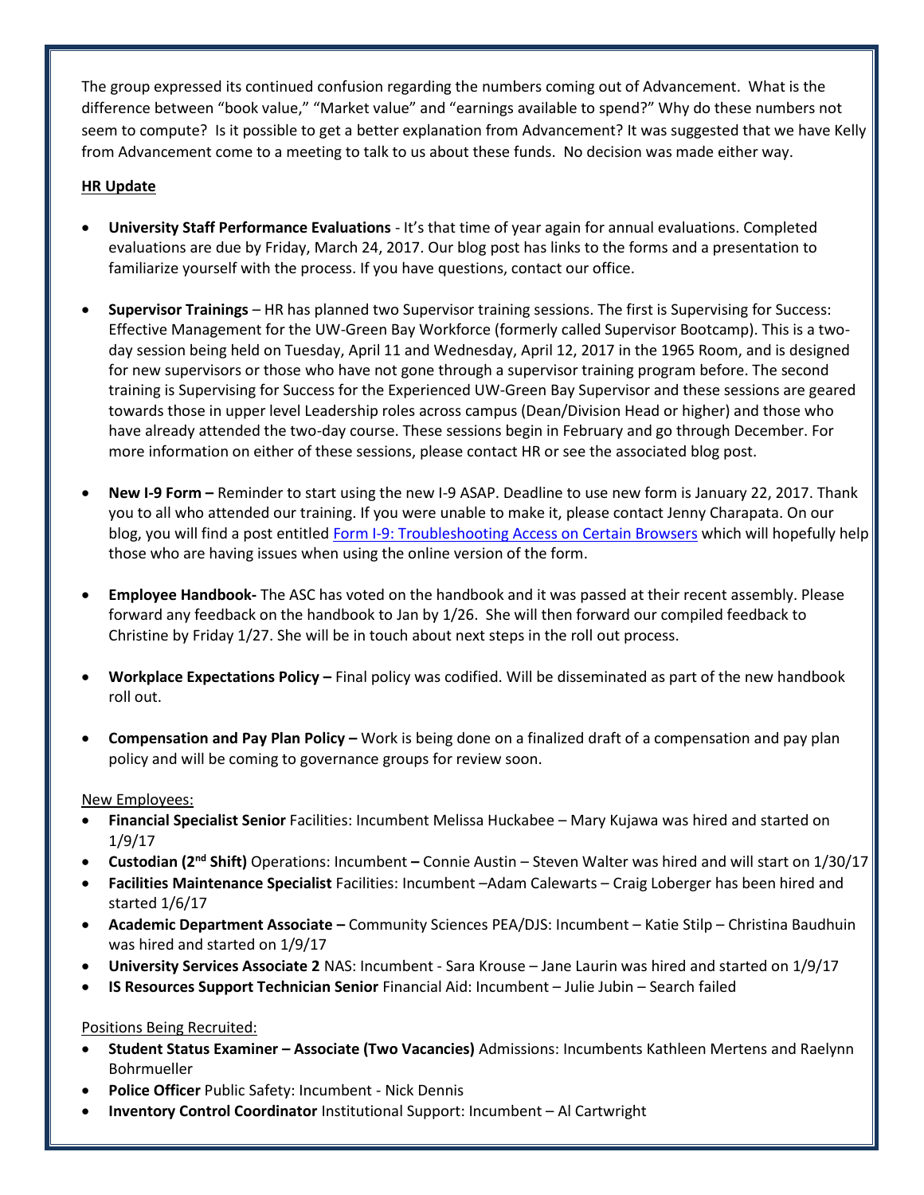The group expressed its continued confusion regarding the numbers coming out of Advancement. What is the difference between "book value," "Market value" and "earnings available to spend?" Why do these numbers not seem to compute? Is it possible to get a better explanation from Advancement? It was suggested that we have Kelly from Advancement come to a meeting to talk to us about these funds. No decision was made either way.

**HR Update**

- **University Staff Performance Evaluations** - It's that time of year again for annual evaluations. Completed evaluations are due by Friday, March 24, 2017. Our blog post has links to the forms and a presentation to familiarize yourself with the process. If you have questions, contact our office.

- **Supervisor Trainings** – HR has planned two Supervisor training sessions. The first is Supervising for Success: Effective Management for the UW-Green Bay Workforce (formerly called Supervisor Bootcamp). This is a two-day session being held on Tuesday, April 11 and Wednesday, April 12, 2017 in the 1965 Room, and is designed for new supervisors or those who have not gone through a supervisor training program before. The second training is Supervising for Success for the Experienced UW-Green Bay Supervisor and these sessions are geared towards those in upper level Leadership roles across campus (Dean/Division Head or higher) and those who have already attended the two-day course. These sessions begin in February and go through December. For more information on either of these sessions, please contact HR or see the associated blog post.

- **New I-9 Form –** Reminder to start using the new I-9 ASAP. Deadline to use new form is January 22, 2017. Thank you to all who attended our training. If you were unable to make it, please contact Jenny Charapata. On our blog, you will find a post entitled Form I-9: Troubleshooting Access on Certain Browsers which will hopefully help those who are having issues when using the online version of the form.

- **Employee Handbook-** The ASC has voted on the handbook and it was passed at their recent assembly. Please forward any feedback on the handbook to Jan by 1/26. She will then forward our compiled feedback to Christine by Friday 1/27. She will be in touch about next steps in the roll out process.

- **Workplace Expectations Policy –** Final policy was codified. Will be disseminated as part of the new handbook roll out.

- **Compensation and Pay Plan Policy –** Work is being done on a finalized draft of a compensation and pay plan policy and will be coming to governance groups for review soon.

New Employees:

- **Financial Specialist Senior** Facilities: Incumbent Melissa Huckabee – Mary Kujawa was hired and started on 1/9/17
- **Custodian (2nd Shift)** Operations: Incumbent **–** Connie Austin – Steven Walter was hired and will start on 1/30/17
- **Facilities Maintenance Specialist** Facilities: Incumbent –Adam Calewarts – Craig Loberger has been hired and started 1/6/17
- **Academic Department Associate –** Community Sciences PEA/DJS: Incumbent – Katie Stilp – Christina Baudhuin was hired and started on 1/9/17
- **University Services Associate 2** NAS: Incumbent - Sara Krouse – Jane Laurin was hired and started on 1/9/17
- **IS Resources Support Technician Senior** Financial Aid: Incumbent – Julie Jubin – Search failed

Positions Being Recruited:

- **Student Status Examiner – Associate (Two Vacancies)** Admissions: Incumbents Kathleen Mertens and Raelynn Bohrmueller
- **Police Officer** Public Safety: Incumbent - Nick Dennis
- **Inventory Control Coordinator** Institutional Support: Incumbent – Al Cartwright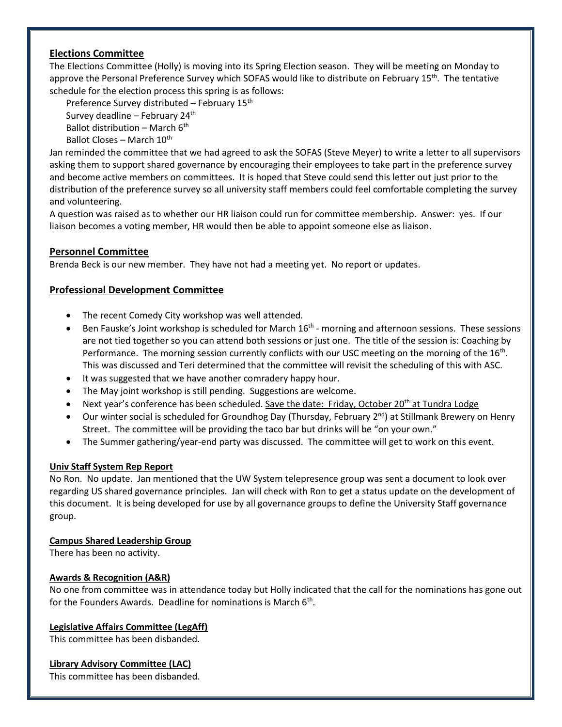## Elections Committee

The Elections Committee (Holly) is moving into its Spring Election season. They will be meeting on Monday to approve the Personal Preference Survey which SOFAS would like to distribute on February 15th. The tentative schedule for the election process this spring is as follows:

Preference Survey distributed – February 15th
Survey deadline – February 24th
Ballot distribution – March 6th
Ballot Closes – March 10th

Jan reminded the committee that we had agreed to ask the SOFAS (Steve Meyer) to write a letter to all supervisors asking them to support shared governance by encouraging their employees to take part in the preference survey and become active members on committees. It is hoped that Steve could send this letter out just prior to the distribution of the preference survey so all university staff members could feel comfortable completing the survey and volunteering.

A question was raised as to whether our HR liaison could run for committee membership. Answer: yes. If our liaison becomes a voting member, HR would then be able to appoint someone else as liaison.

## Personnel Committee

Brenda Beck is our new member. They have not had a meeting yet. No report or updates.

## Professional Development Committee

- The recent Comedy City workshop was well attended.
- Ben Fauske's Joint workshop is scheduled for March 16th - morning and afternoon sessions. These sessions are not tied together so you can attend both sessions or just one. The title of the session is: Coaching by Performance. The morning session currently conflicts with our USC meeting on the morning of the 16th. This was discussed and Teri determined that the committee will revisit the scheduling of this with ASC.
- It was suggested that we have another comradery happy hour.
- The May joint workshop is still pending. Suggestions are welcome.
- Next year's conference has been scheduled. Save the date: Friday, October 20th at Tundra Lodge
- Our winter social is scheduled for Groundhog Day (Thursday, February 2nd) at Stillmank Brewery on Henry Street. The committee will be providing the taco bar but drinks will be "on your own."
- The Summer gathering/year-end party was discussed. The committee will get to work on this event.

### Univ Staff System Rep Report

No Ron. No update. Jan mentioned that the UW System telepresence group was sent a document to look over regarding US shared governance principles. Jan will check with Ron to get a status update on the development of this document. It is being developed for use by all governance groups to define the University Staff governance group.

### Campus Shared Leadership Group

There has been no activity.

### Awards & Recognition (A&R)

No one from committee was in attendance today but Holly indicated that the call for the nominations has gone out for the Founders Awards. Deadline for nominations is March 6th.

### Legislative Affairs Committee (LegAff)

This committee has been disbanded.

### Library Advisory Committee (LAC)

This committee has been disbanded.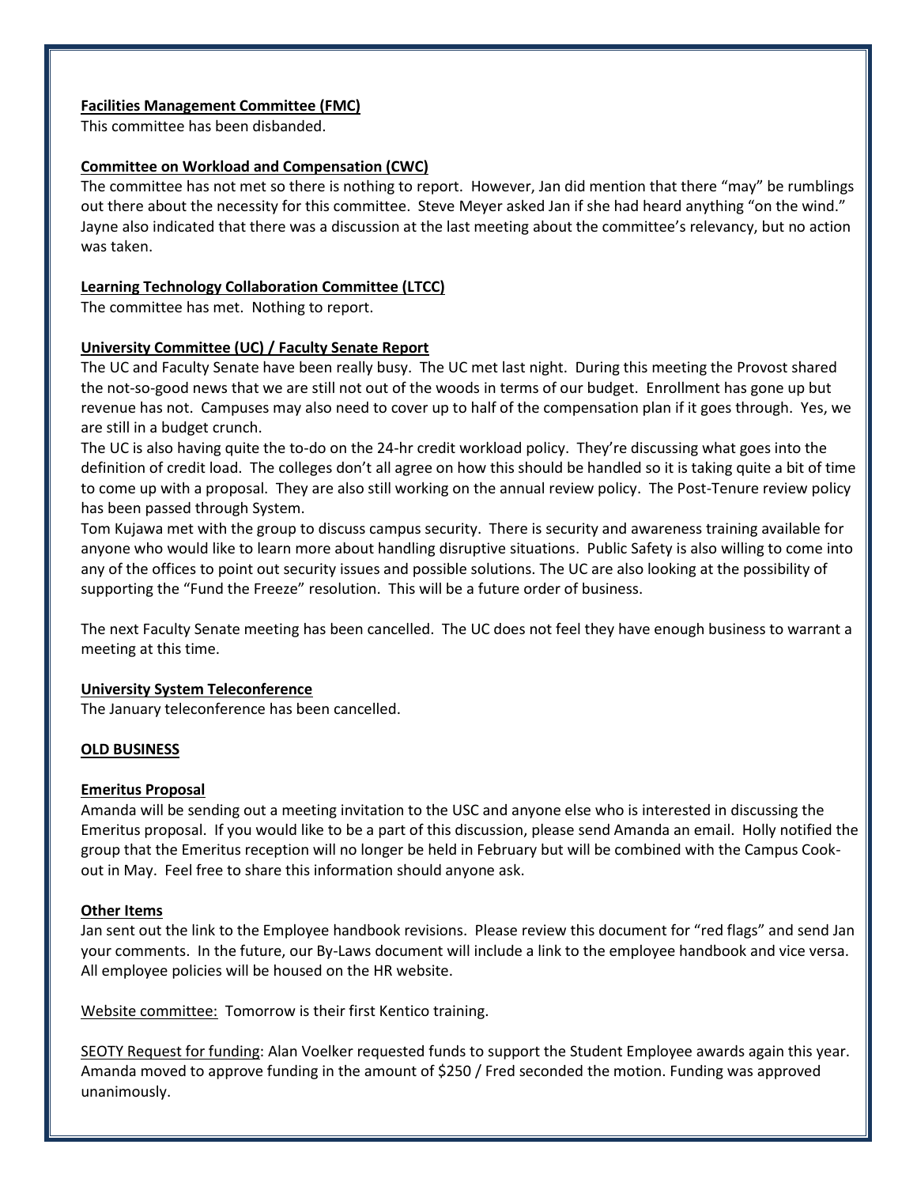**Facilities Management Committee (FMC)**

This committee has been disbanded.

**Committee on Workload and Compensation (CWC)**

The committee has not met so there is nothing to report. However, Jan did mention that there "may" be rumblings out there about the necessity for this committee. Steve Meyer asked Jan if she had heard anything "on the wind." Jayne also indicated that there was a discussion at the last meeting about the committee's relevancy, but no action was taken.

**Learning Technology Collaboration Committee (LTCC)**

The committee has met. Nothing to report.

**University Committee (UC) / Faculty Senate Report**

The UC and Faculty Senate have been really busy. The UC met last night. During this meeting the Provost shared the not-so-good news that we are still not out of the woods in terms of our budget. Enrollment has gone up but revenue has not. Campuses may also need to cover up to half of the compensation plan if it goes through. Yes, we are still in a budget crunch.

The UC is also having quite the to-do on the 24-hr credit workload policy. They're discussing what goes into the definition of credit load. The colleges don't all agree on how this should be handled so it is taking quite a bit of time to come up with a proposal. They are also still working on the annual review policy. The Post-Tenure review policy has been passed through System.

Tom Kujawa met with the group to discuss campus security. There is security and awareness training available for anyone who would like to learn more about handling disruptive situations. Public Safety is also willing to come into any of the offices to point out security issues and possible solutions. The UC are also looking at the possibility of supporting the "Fund the Freeze" resolution. This will be a future order of business.

The next Faculty Senate meeting has been cancelled. The UC does not feel they have enough business to warrant a meeting at this time.

**University System Teleconference**

The January teleconference has been cancelled.

**OLD BUSINESS**

**Emeritus Proposal**

Amanda will be sending out a meeting invitation to the USC and anyone else who is interested in discussing the Emeritus proposal. If you would like to be a part of this discussion, please send Amanda an email. Holly notified the group that the Emeritus reception will no longer be held in February but will be combined with the Campus Cook-out in May. Feel free to share this information should anyone ask.

**Other Items**

Jan sent out the link to the Employee handbook revisions. Please review this document for "red flags" and send Jan your comments. In the future, our By-Laws document will include a link to the employee handbook and vice versa. All employee policies will be housed on the HR website.

Website committee: Tomorrow is their first Kentico training.

SEOTY Request for funding: Alan Voelker requested funds to support the Student Employee awards again this year. Amanda moved to approve funding in the amount of $250 / Fred seconded the motion. Funding was approved unanimously.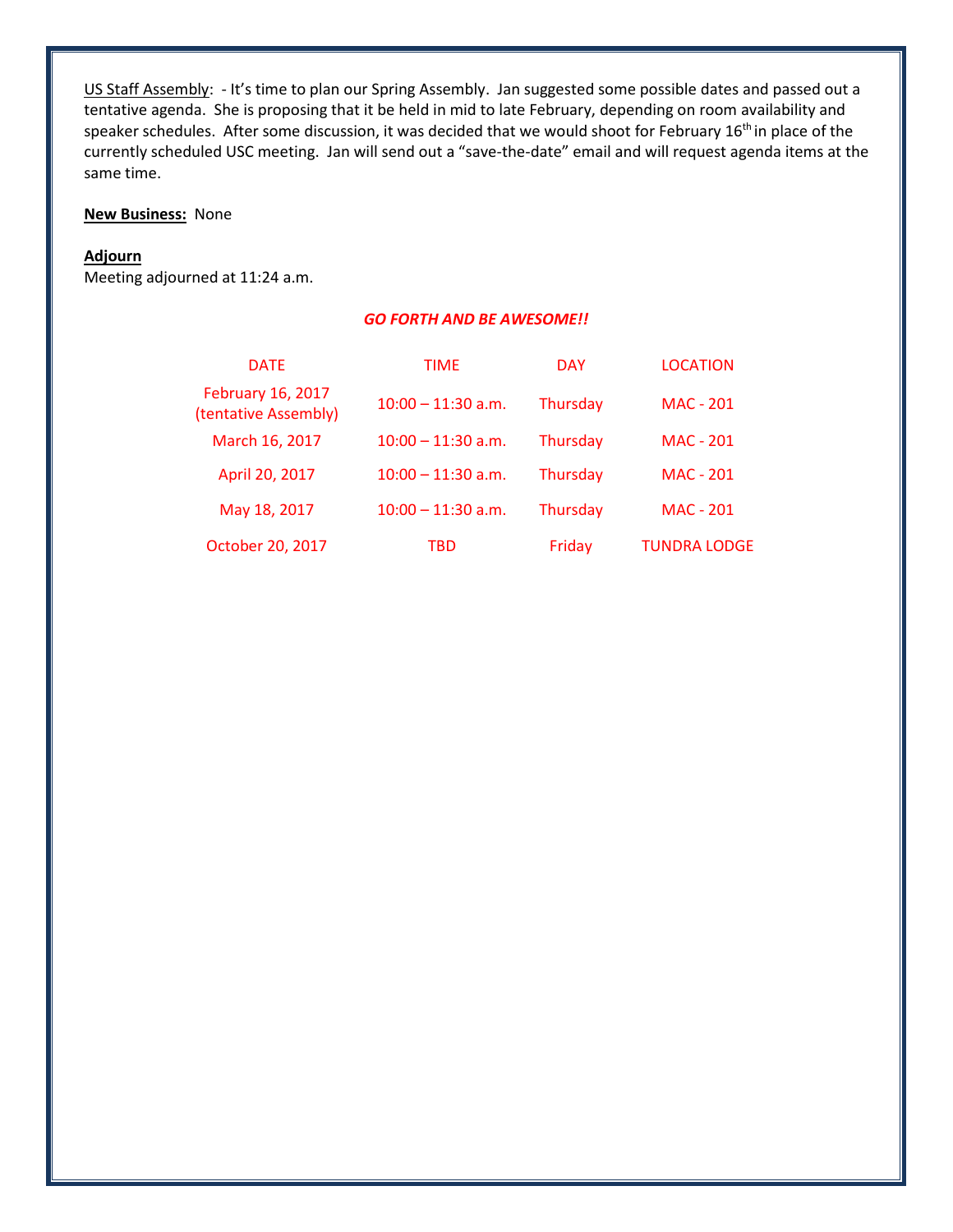US Staff Assembly: - It's time to plan our Spring Assembly. Jan suggested some possible dates and passed out a tentative agenda. She is proposing that it be held in mid to late February, depending on room availability and speaker schedules. After some discussion, it was decided that we would shoot for February 16th in place of the currently scheduled USC meeting. Jan will send out a "save-the-date" email and will request agenda items at the same time.

**New Business:** None

**Adjourn**

Meeting adjourned at 11:24 a.m.

***GO FORTH AND BE AWESOME!!***

| DATE | TIME | DAY | LOCATION |
|---|---|---|---|
| February 16, 2017 (tentative Assembly) | 10:00 – 11:30 a.m. | Thursday | MAC - 201 |
| March 16, 2017 | 10:00 – 11:30 a.m. | Thursday | MAC - 201 |
| April 20, 2017 | 10:00 – 11:30 a.m. | Thursday | MAC - 201 |
| May 18, 2017 | 10:00 – 11:30 a.m. | Thursday | MAC - 201 |
| October 20, 2017 | TBD | Friday | TUNDRA LODGE |